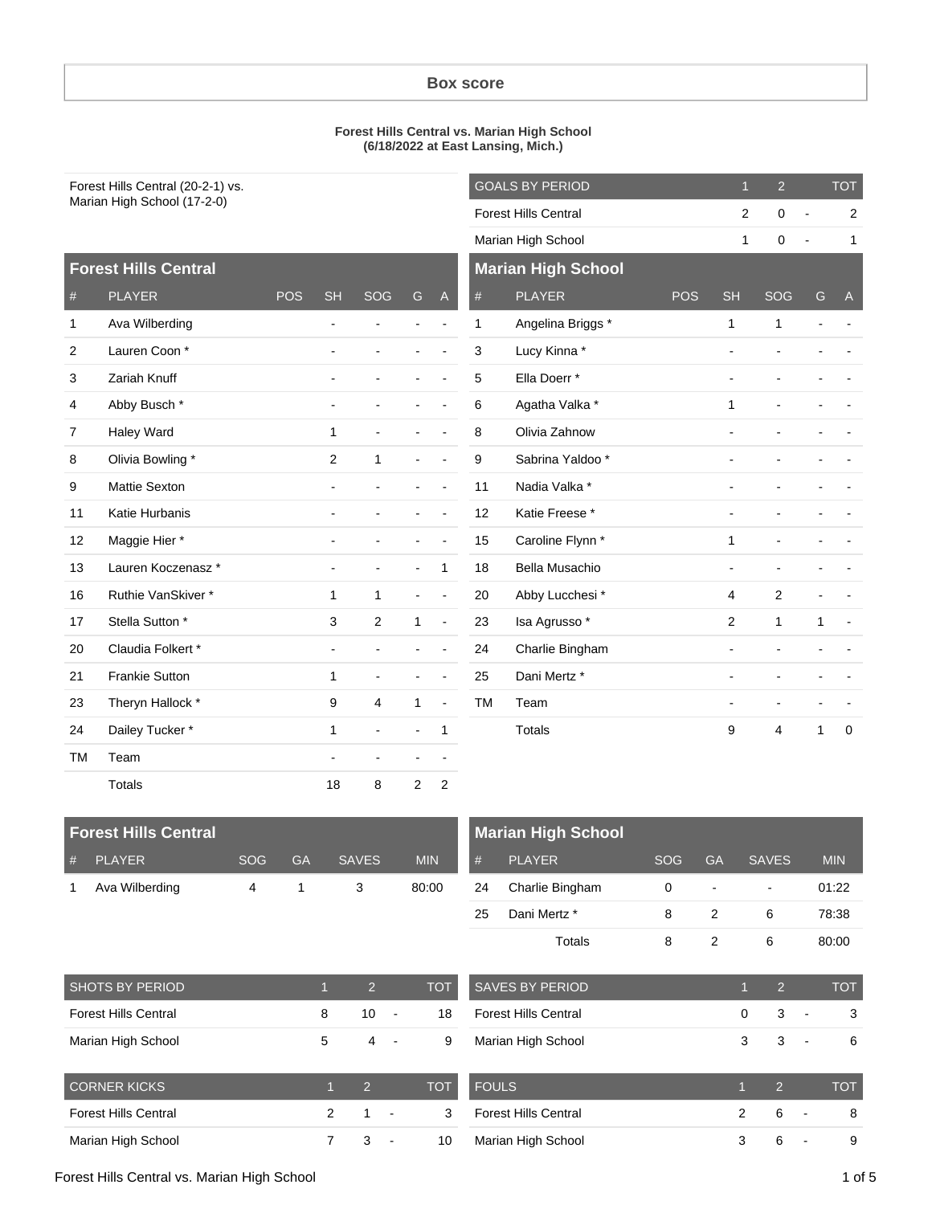# Box score

**Forest Hills Central vs. Marian High School**
**(6/18/2022 at East Lansing, Mich.)**

Forest Hills Central (20-2-1) vs.
Marian High School (17-2-0)

| GOALS BY PERIOD | 1 | 2 | | TOT |
|---|---|---|---|---|
| Forest Hills Central | 2 | 0 | - | 2 |
| Marian High School | 1 | 0 | - | 1 |

## Forest Hills Central

| # | PLAYER | POS | SH | SOG | G | A |
|---|---|---|---|---|---|---|
| 1 | Ava Wilberding | | - | - | - | - |
| 2 | Lauren Coon * | | - | - | - | - |
| 3 | Zariah Knuff | | - | - | - | - |
| 4 | Abby Busch * | | - | - | - | - |
| 7 | Haley Ward | | 1 | - | - | - |
| 8 | Olivia Bowling * | | 2 | 1 | - | - |
| 9 | Mattie Sexton | | - | - | - | - |
| 11 | Katie Hurbanis | | - | - | - | - |
| 12 | Maggie Hier * | | - | - | - | - |
| 13 | Lauren Koczenasz * | | - | - | - | 1 |
| 16 | Ruthie VanSkiver * | | 1 | 1 | - | - |
| 17 | Stella Sutton * | | 3 | 2 | 1 | - |
| 20 | Claudia Folkert * | | - | - | - | - |
| 21 | Frankie Sutton | | 1 | - | - | - |
| 23 | Theryn Hallock * | | 9 | 4 | 1 | - |
| 24 | Dailey Tucker * | | 1 | - | - | 1 |
| TM | Team | | - | - | - | - |
| | Totals | | 18 | 8 | 2 | 2 |

## Marian High School

| # | PLAYER | POS | SH | SOG | G | A |
|---|---|---|---|---|---|---|
| 1 | Angelina Briggs * | | 1 | 1 | - | - |
| 3 | Lucy Kinna * | | - | - | - | - |
| 5 | Ella Doerr * | | - | - | - | - |
| 6 | Agatha Valka * | | 1 | - | - | - |
| 8 | Olivia Zahnow | | - | - | - | - |
| 9 | Sabrina Yaldoo * | | - | - | - | - |
| 11 | Nadia Valka * | | - | - | - | - |
| 12 | Katie Freese * | | - | - | - | - |
| 15 | Caroline Flynn * | | 1 | - | - | - |
| 18 | Bella Musachio | | - | - | - | - |
| 20 | Abby Lucchesi * | | 4 | 2 | - | - |
| 23 | Isa Agrusso * | | 2 | 1 | 1 | - |
| 24 | Charlie Bingham | | - | - | - | - |
| 25 | Dani Mertz * | | - | - | - | - |
| TM | Team | | - | - | - | - |
| | Totals | | 9 | 4 | 1 | 0 |

## Forest Hills Central

| # | PLAYER | SOG | GA | SAVES | MIN |
|---|---|---|---|---|---|
| 1 | Ava Wilberding | 4 | 1 | 3 | 80:00 |

## Marian High School

| # | PLAYER | SOG | GA | SAVES | MIN |
|---|---|---|---|---|---|
| 24 | Charlie Bingham | 0 | - | - | 01:22 |
| 25 | Dani Mertz * | 8 | 2 | 6 | 78:38 |
| | Totals | 8 | 2 | 6 | 80:00 |

| SHOTS BY PERIOD | 1 | 2 | | TOT |
|---|---|---|---|---|
| Forest Hills Central | 8 | 10 | - | 18 |
| Marian High School | 5 | 4 | - | 9 |

| SAVES BY PERIOD | 1 | 2 | | TOT |
|---|---|---|---|---|
| Forest Hills Central | 0 | 3 | - | 3 |
| Marian High School | 3 | 3 | - | 6 |

| CORNER KICKS | 1 | 2 | | TOT |
|---|---|---|---|---|
| Forest Hills Central | 2 | 1 | - | 3 |
| Marian High School | 7 | 3 | - | 10 |

| FOULS | 1 | 2 | | TOT |
|---|---|---|---|---|
| Forest Hills Central | 2 | 6 | - | 8 |
| Marian High School | 3 | 6 | - | 9 |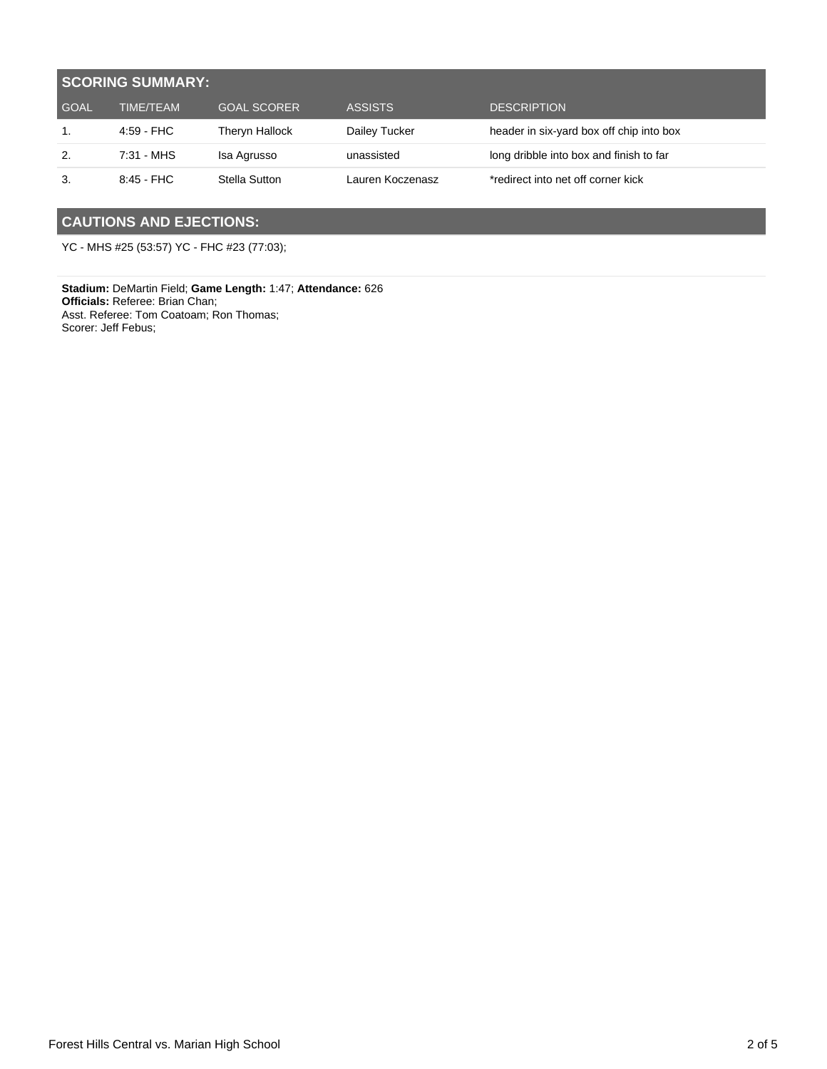## SCORING SUMMARY:

| GOAL | TIME/TEAM | GOAL SCORER | ASSISTS | DESCRIPTION |
|---|---|---|---|---|
| 1. | 4:59 - FHC | Theryn Hallock | Dailey Tucker | header in six-yard box off chip into box |
| 2. | 7:31 - MHS | Isa Agrusso | unassisted | long dribble into box and finish to far |
| 3. | 8:45 - FHC | Stella Sutton | Lauren Koczenasz | *redirect into net off corner kick |

## CAUTIONS AND EJECTIONS:

YC - MHS #25 (53:57) YC - FHC #23 (77:03);

**Stadium:** DeMartin Field; **Game Length:** 1:47; **Attendance:** 626
**Officials:** Referee: Brian Chan;
Asst. Referee: Tom Coatoam; Ron Thomas;
Scorer: Jeff Febus;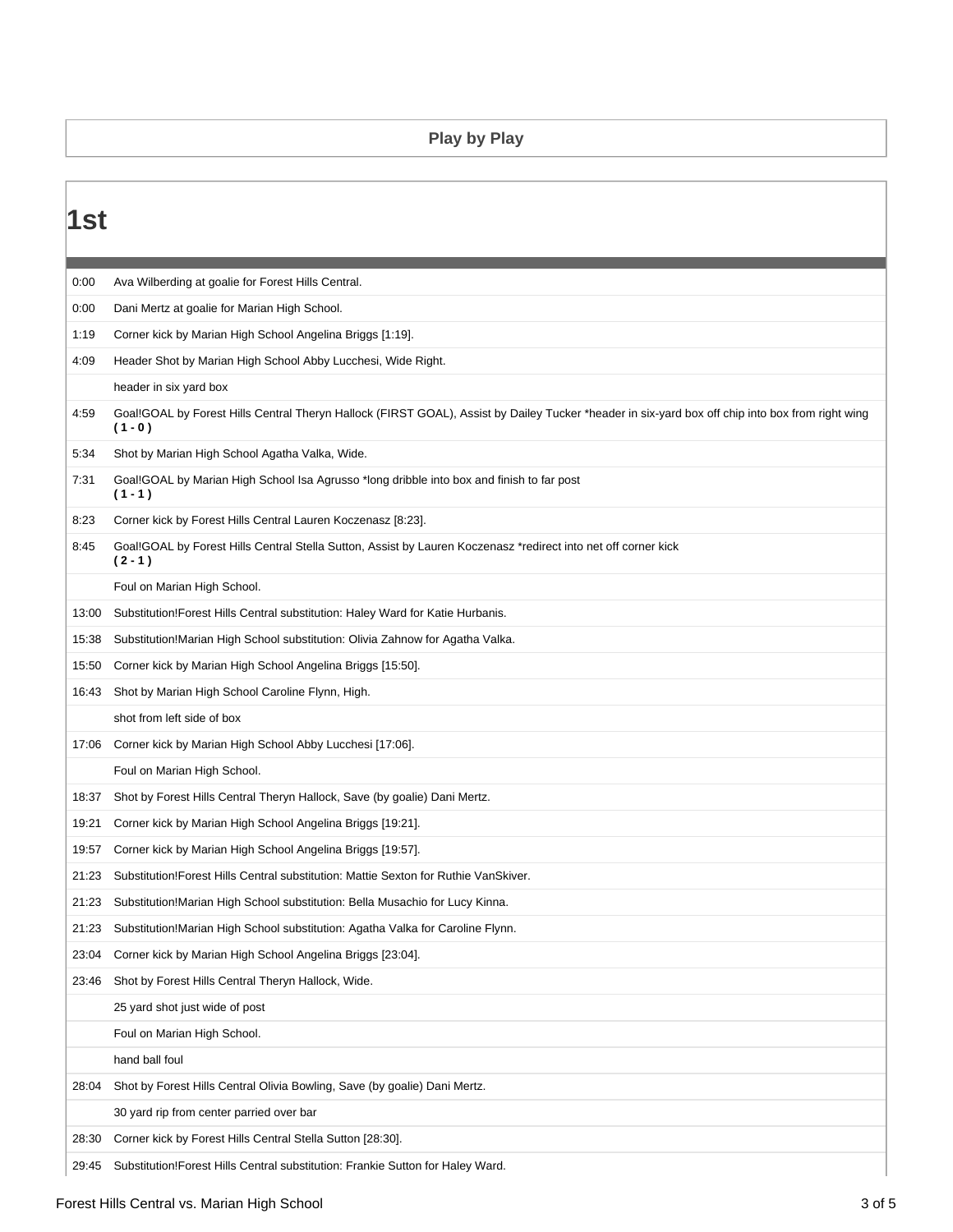## Play by Play

# 1st

| | |
|---|---|
| 0:00 | Ava Wilberding at goalie for Forest Hills Central. |
| 0:00 | Dani Mertz at goalie for Marian High School. |
| 1:19 | Corner kick by Marian High School Angelina Briggs [1:19]. |
| 4:09 | Header Shot by Marian High School Abby Lucchesi, Wide Right. |
| | header in six yard box |
| 4:59 | Goal!GOAL by Forest Hills Central Theryn Hallock (FIRST GOAL), Assist by Dailey Tucker *header in six-yard box off chip into box from right wing **( 1 - 0 )** |
| 5:34 | Shot by Marian High School Agatha Valka, Wide. |
| 7:31 | Goal!GOAL by Marian High School Isa Agrusso *long dribble into box and finish to far post **( 1 - 1 )** |
| 8:23 | Corner kick by Forest Hills Central Lauren Koczenasz [8:23]. |
| 8:45 | Goal!GOAL by Forest Hills Central Stella Sutton, Assist by Lauren Koczenasz *redirect into net off corner kick **( 2 - 1 )** |
| | Foul on Marian High School. |
| 13:00 | Substitution!Forest Hills Central substitution: Haley Ward for Katie Hurbanis. |
| 15:38 | Substitution!Marian High School substitution: Olivia Zahnow for Agatha Valka. |
| 15:50 | Corner kick by Marian High School Angelina Briggs [15:50]. |
| 16:43 | Shot by Marian High School Caroline Flynn, High. |
| | shot from left side of box |
| 17:06 | Corner kick by Marian High School Abby Lucchesi [17:06]. |
| | Foul on Marian High School. |
| 18:37 | Shot by Forest Hills Central Theryn Hallock, Save (by goalie) Dani Mertz. |
| 19:21 | Corner kick by Marian High School Angelina Briggs [19:21]. |
| 19:57 | Corner kick by Marian High School Angelina Briggs [19:57]. |
| 21:23 | Substitution!Forest Hills Central substitution: Mattie Sexton for Ruthie VanSkiver. |
| 21:23 | Substitution!Marian High School substitution: Bella Musachio for Lucy Kinna. |
| 21:23 | Substitution!Marian High School substitution: Agatha Valka for Caroline Flynn. |
| 23:04 | Corner kick by Marian High School Angelina Briggs [23:04]. |
| 23:46 | Shot by Forest Hills Central Theryn Hallock, Wide. |
| | 25 yard shot just wide of post |
| | Foul on Marian High School. |
| | hand ball foul |
| 28:04 | Shot by Forest Hills Central Olivia Bowling, Save (by goalie) Dani Mertz. |
| | 30 yard rip from center parried over bar |
| 28:30 | Corner kick by Forest Hills Central Stella Sutton [28:30]. |
| 29:45 | Substitution!Forest Hills Central substitution: Frankie Sutton for Haley Ward. |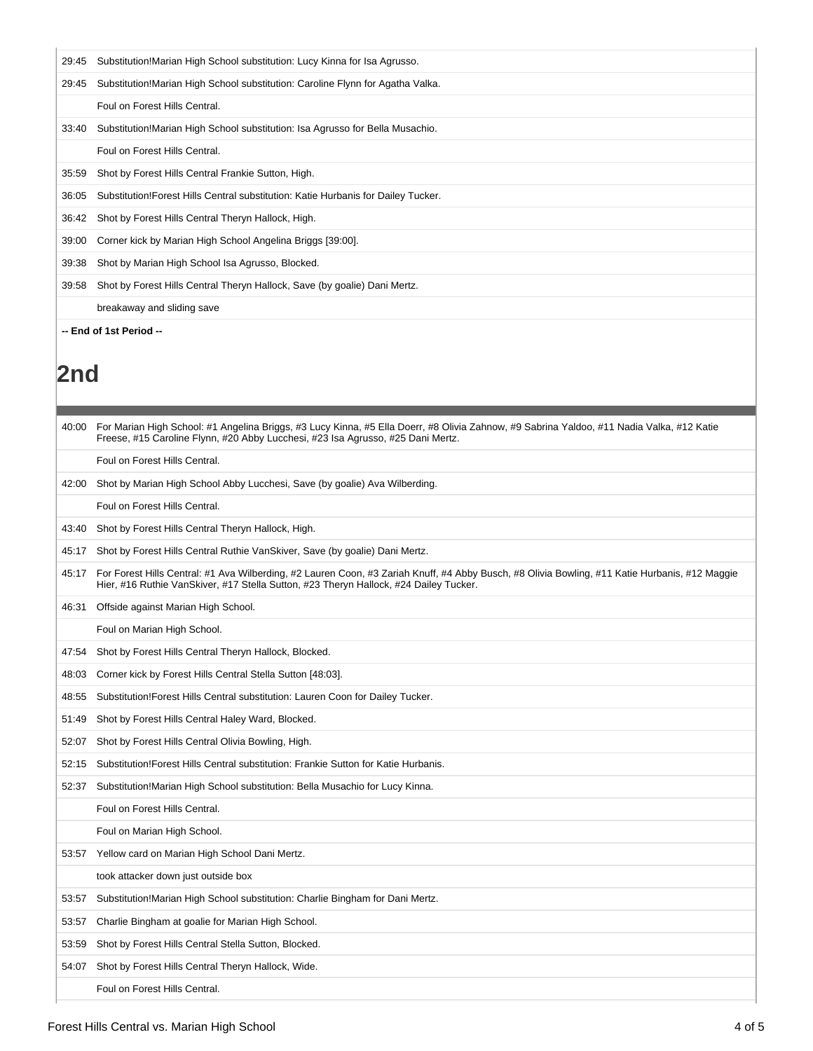| | |
|---|---|
| 29:45 | Substitution!Marian High School substitution: Lucy Kinna for Isa Agrusso. |
| 29:45 | Substitution!Marian High School substitution: Caroline Flynn for Agatha Valka. |
| | Foul on Forest Hills Central. |
| 33:40 | Substitution!Marian High School substitution: Isa Agrusso for Bella Musachio. |
| | Foul on Forest Hills Central. |
| 35:59 | Shot by Forest Hills Central Frankie Sutton, High. |
| 36:05 | Substitution!Forest Hills Central substitution: Katie Hurbanis for Dailey Tucker. |
| 36:42 | Shot by Forest Hills Central Theryn Hallock, High. |
| 39:00 | Corner kick by Marian High School Angelina Briggs [39:00]. |
| 39:38 | Shot by Marian High School Isa Agrusso, Blocked. |
| 39:58 | Shot by Forest Hills Central Theryn Hallock, Save (by goalie) Dani Mertz. |
| | breakaway and sliding save |

**-- End of 1st Period --**

# 2nd

| | |
|---|---|
| 40:00 | For Marian High School: #1 Angelina Briggs, #3 Lucy Kinna, #5 Ella Doerr, #8 Olivia Zahnow, #9 Sabrina Yaldoo, #11 Nadia Valka, #12 Katie Freese, #15 Caroline Flynn, #20 Abby Lucchesi, #23 Isa Agrusso, #25 Dani Mertz. |
| | Foul on Forest Hills Central. |
| 42:00 | Shot by Marian High School Abby Lucchesi, Save (by goalie) Ava Wilberding. |
| | Foul on Forest Hills Central. |
| 43:40 | Shot by Forest Hills Central Theryn Hallock, High. |
| 45:17 | Shot by Forest Hills Central Ruthie VanSkiver, Save (by goalie) Dani Mertz. |
| 45:17 | For Forest Hills Central: #1 Ava Wilberding, #2 Lauren Coon, #3 Zariah Knuff, #4 Abby Busch, #8 Olivia Bowling, #11 Katie Hurbanis, #12 Maggie Hier, #16 Ruthie VanSkiver, #17 Stella Sutton, #23 Theryn Hallock, #24 Dailey Tucker. |
| 46:31 | Offside against Marian High School. |
| | Foul on Marian High School. |
| 47:54 | Shot by Forest Hills Central Theryn Hallock, Blocked. |
| 48:03 | Corner kick by Forest Hills Central Stella Sutton [48:03]. |
| 48:55 | Substitution!Forest Hills Central substitution: Lauren Coon for Dailey Tucker. |
| 51:49 | Shot by Forest Hills Central Haley Ward, Blocked. |
| 52:07 | Shot by Forest Hills Central Olivia Bowling, High. |
| 52:15 | Substitution!Forest Hills Central substitution: Frankie Sutton for Katie Hurbanis. |
| 52:37 | Substitution!Marian High School substitution: Bella Musachio for Lucy Kinna. |
| | Foul on Forest Hills Central. |
| | Foul on Marian High School. |
| 53:57 | Yellow card on Marian High School Dani Mertz. |
| | took attacker down just outside box |
| 53:57 | Substitution!Marian High School substitution: Charlie Bingham for Dani Mertz. |
| 53:57 | Charlie Bingham at goalie for Marian High School. |
| 53:59 | Shot by Forest Hills Central Stella Sutton, Blocked. |
| 54:07 | Shot by Forest Hills Central Theryn Hallock, Wide. |
| | Foul on Forest Hills Central. |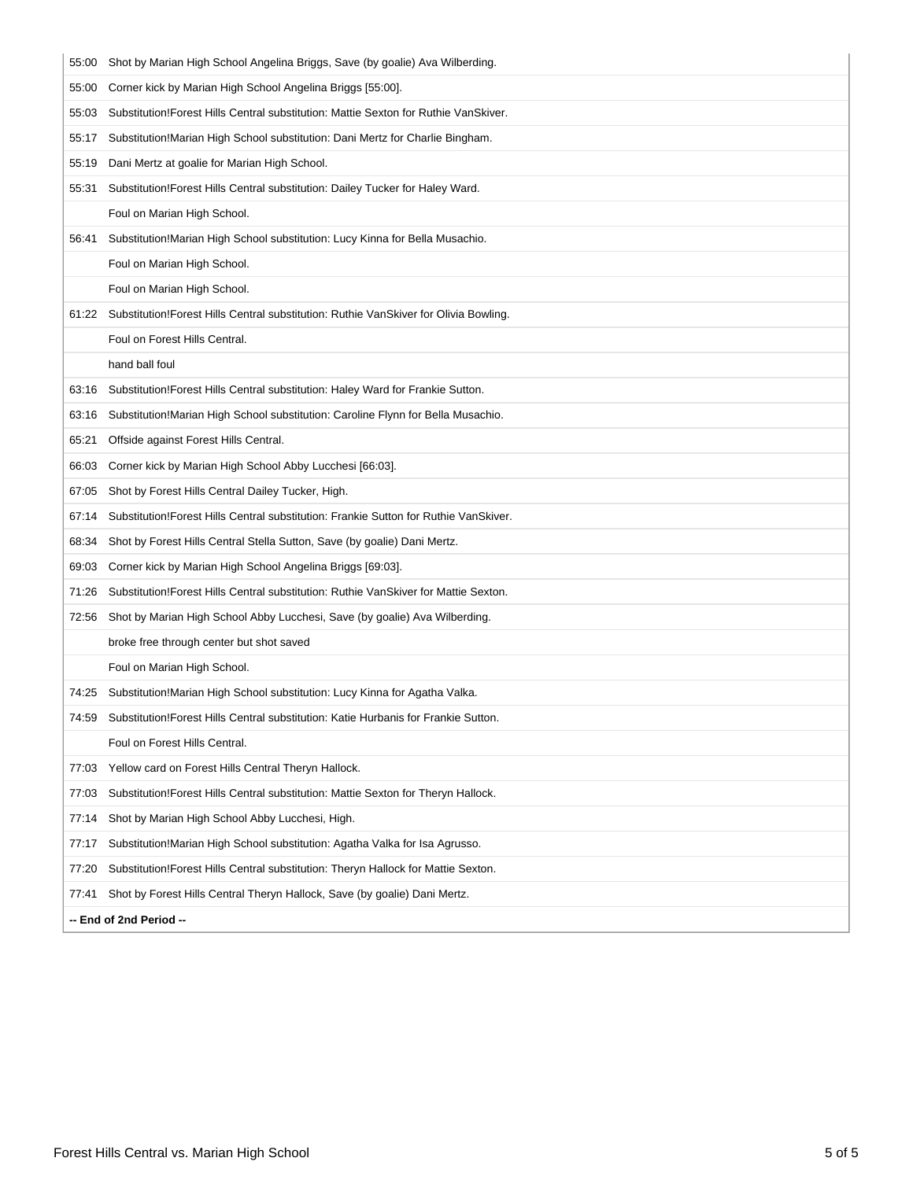| | |
|---|---|
| 55:00 | Shot by Marian High School Angelina Briggs, Save (by goalie) Ava Wilberding. |
| 55:00 | Corner kick by Marian High School Angelina Briggs [55:00]. |
| 55:03 | Substitution!Forest Hills Central substitution: Mattie Sexton for Ruthie VanSkiver. |
| 55:17 | Substitution!Marian High School substitution: Dani Mertz for Charlie Bingham. |
| 55:19 | Dani Mertz at goalie for Marian High School. |
| 55:31 | Substitution!Forest Hills Central substitution: Dailey Tucker for Haley Ward. |
| | Foul on Marian High School. |
| 56:41 | Substitution!Marian High School substitution: Lucy Kinna for Bella Musachio. |
| | Foul on Marian High School. |
| | Foul on Marian High School. |
| 61:22 | Substitution!Forest Hills Central substitution: Ruthie VanSkiver for Olivia Bowling. |
| | Foul on Forest Hills Central. |
| | hand ball foul |
| 63:16 | Substitution!Forest Hills Central substitution: Haley Ward for Frankie Sutton. |
| 63:16 | Substitution!Marian High School substitution: Caroline Flynn for Bella Musachio. |
| 65:21 | Offside against Forest Hills Central. |
| 66:03 | Corner kick by Marian High School Abby Lucchesi [66:03]. |
| 67:05 | Shot by Forest Hills Central Dailey Tucker, High. |
| 67:14 | Substitution!Forest Hills Central substitution: Frankie Sutton for Ruthie VanSkiver. |
| 68:34 | Shot by Forest Hills Central Stella Sutton, Save (by goalie) Dani Mertz. |
| 69:03 | Corner kick by Marian High School Angelina Briggs [69:03]. |
| 71:26 | Substitution!Forest Hills Central substitution: Ruthie VanSkiver for Mattie Sexton. |
| 72:56 | Shot by Marian High School Abby Lucchesi, Save (by goalie) Ava Wilberding. |
| | broke free through center but shot saved |
| | Foul on Marian High School. |
| 74:25 | Substitution!Marian High School substitution: Lucy Kinna for Agatha Valka. |
| 74:59 | Substitution!Forest Hills Central substitution: Katie Hurbanis for Frankie Sutton. |
| | Foul on Forest Hills Central. |
| 77:03 | Yellow card on Forest Hills Central Theryn Hallock. |
| 77:03 | Substitution!Forest Hills Central substitution: Mattie Sexton for Theryn Hallock. |
| 77:14 | Shot by Marian High School Abby Lucchesi, High. |
| 77:17 | Substitution!Marian High School substitution: Agatha Valka for Isa Agrusso. |
| 77:20 | Substitution!Forest Hills Central substitution: Theryn Hallock for Mattie Sexton. |
| 77:41 | Shot by Forest Hills Central Theryn Hallock, Save (by goalie) Dani Mertz. |
| **-- End of 2nd Period --** | |